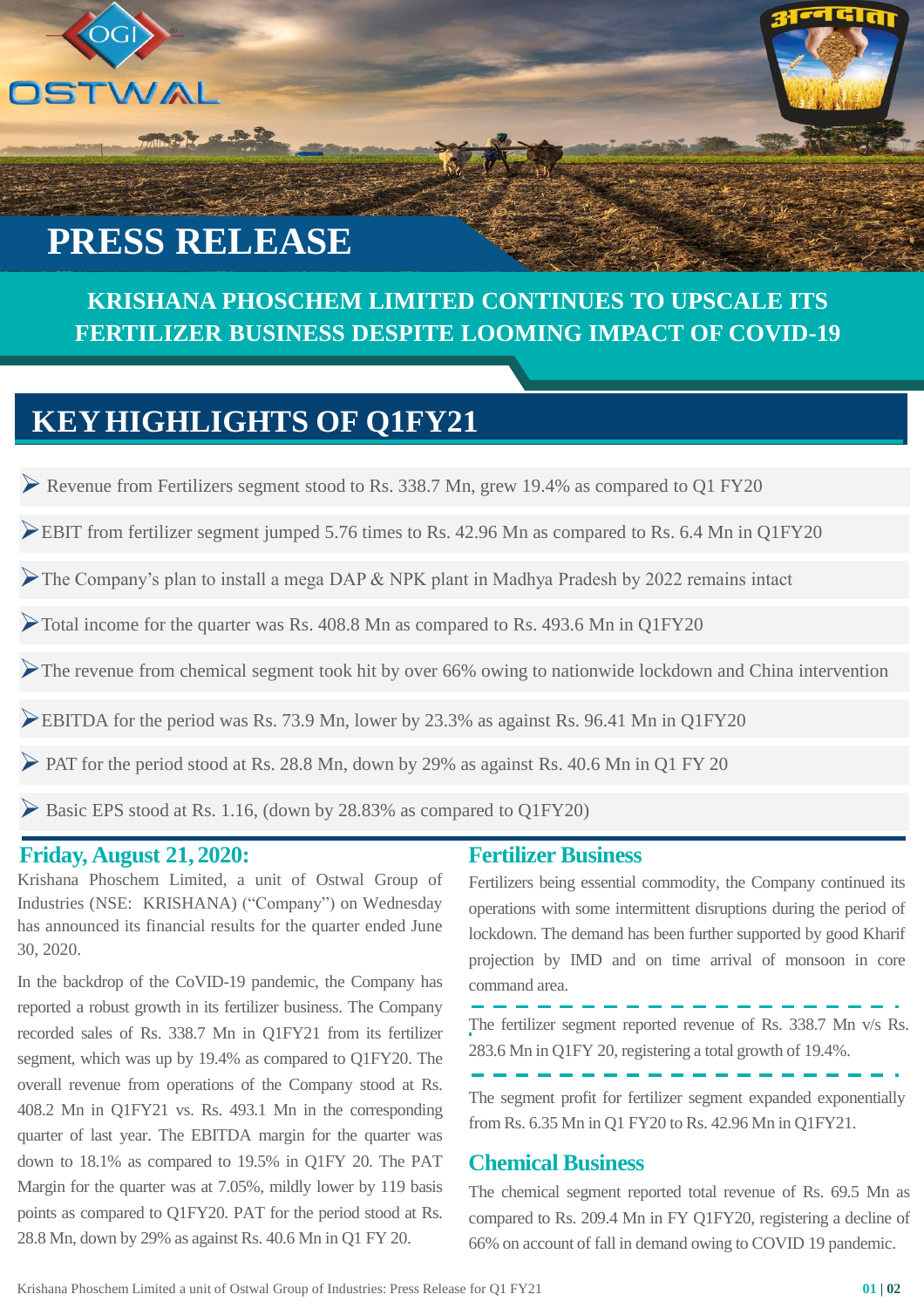# PRESS RELEASE

## KRISHANA PHOSCHEM LIMITED CONTINUES TO UPSCALE ITS FERTILIZER BUSINESS DESPITE LOOMING IMPACT OF COVID-19

## KEY HIGHLIGHTS OF Q1FY21

- Revenue from Fertilizers segment stood to Rs. 338.7 Mn, grew 19.4% as compared to Q1 FY20
- EBIT from fertilizer segment jumped 5.76 times to Rs. 42.96 Mn as compared to Rs. 6.4 Mn in Q1FY20
- The Company's plan to install a mega DAP & NPK plant in Madhya Pradesh by 2022 remains intact
- Total income for the quarter was Rs. 408.8 Mn as compared to Rs. 493.6 Mn in Q1FY20
- The revenue from chemical segment took hit by over 66% owing to nationwide lockdown and China intervention
- EBITDA for the period was Rs. 73.9 Mn, lower by 23.3% as against Rs. 96.41 Mn in Q1FY20
- PAT for the period stood at Rs. 28.8 Mn, down by 29% as against Rs. 40.6 Mn in Q1 FY 20
- Basic EPS stood at Rs. 1.16, (down by 28.83% as compared to Q1FY20)

**Friday, August 21, 2020:**

Krishana Phoschem Limited, a unit of Ostwal Group of Industries (NSE: KRISHANA) ("Company") on Wednesday has announced its financial results for the quarter ended June 30, 2020.

In the backdrop of the CoVID-19 pandemic, the Company has reported a robust growth in its fertilizer business. The Company recorded sales of Rs. 338.7 Mn in Q1FY21 from its fertilizer segment, which was up by 19.4% as compared to Q1FY20. The overall revenue from operations of the Company stood at Rs. 408.2 Mn in Q1FY21 vs. Rs. 493.1 Mn in the corresponding quarter of last year. The EBITDA margin for the quarter was down to 18.1% as compared to 19.5% in Q1FY 20. The PAT Margin for the quarter was at 7.05%, mildly lower by 119 basis points as compared to Q1FY20. PAT for the period stood at Rs. 28.8 Mn, down by 29% as against Rs. 40.6 Mn in Q1 FY 20.

### Fertilizer Business

Fertilizers being essential commodity, the Company continued its operations with some intermittent disruptions during the period of lockdown. The demand has been further supported by good Kharif projection by IMD and on time arrival of monsoon in core command area.

The fertilizer segment reported revenue of Rs. 338.7 Mn v/s Rs. 283.6 Mn in Q1FY 20, registering a total growth of 19.4%.

The segment profit for fertilizer segment expanded exponentially from Rs. 6.35 Mn in Q1 FY20 to Rs. 42.96 Mn in Q1FY21.

### Chemical Business

The chemical segment reported total revenue of Rs. 69.5 Mn as compared to Rs. 209.4 Mn in FY Q1FY20, registering a decline of 66% on account of fall in demand owing to COVID 19 pandemic.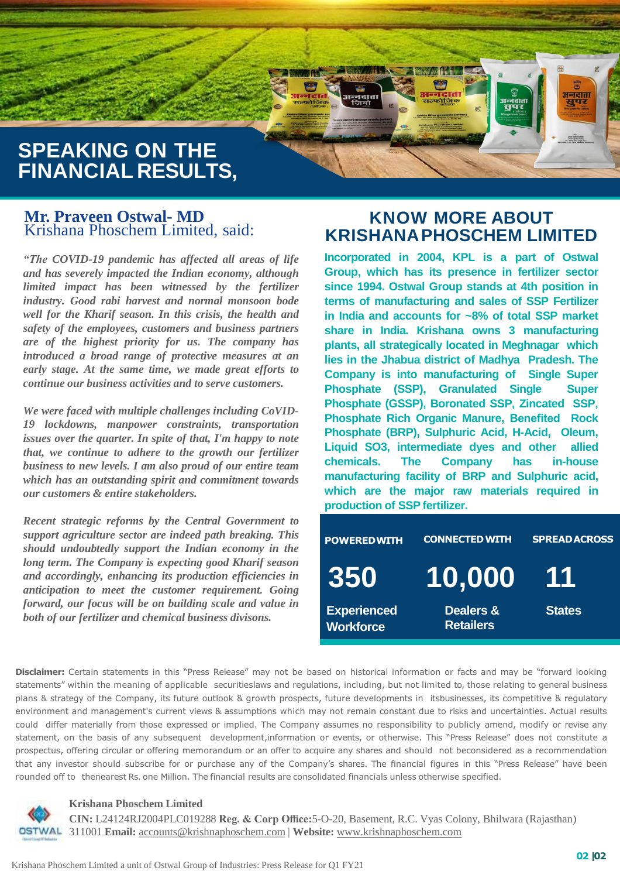# SPEAKING ON THE FINANCIAL RESULTS,

## Mr. Praveen Ostwal- MD
Krishana Phoschem Limited, said:

*"The COVID-19 pandemic has affected all areas of life and has severely impacted the Indian economy, although limited impact has been witnessed by the fertilizer industry. Good rabi harvest and normal monsoon bode well for the Kharif season. In this crisis, the health and safety of the employees, customers and business partners are of the highest priority for us. The company has introduced a broad range of protective measures at an early stage. At the same time, we made great efforts to continue our business activities and to serve customers.*

*We were faced with multiple challenges including CoVID-19 lockdowns, manpower constraints, transportation issues over the quarter. In spite of that, I'm happy to note that, we continue to adhere to the growth our fertilizer business to new levels. I am also proud of our entire team which has an outstanding spirit and commitment towards our customers & entire stakeholders.*

*Recent strategic reforms by the Central Government to support agriculture sector are indeed path breaking. This should undoubtedly support the Indian economy in the long term. The Company is expecting good Kharif season and accordingly, enhancing its production efficiencies in anticipation to meet the customer requirement. Going forward, our focus will be on building scale and value in both of our fertilizer and chemical business divisons.*

## KNOW MORE ABOUT KRISHANA PHOSCHEM LIMITED

**Incorporated in 2004, KPL is a part of Ostwal Group, which has its presence in fertilizer sector since 1994. Ostwal Group stands at 4th position in terms of manufacturing and sales of SSP Fertilizer in India and accounts for ~8% of total SSP market share in India. Krishana owns 3 manufacturing plants, all strategically located in Meghnagar which lies in the Jhabua district of Madhya Pradesh. The Company is into manufacturing of Single Super Phosphate (SSP), Granulated Single Super Phosphate (GSSP), Boronated SSP, Zincated SSP, Phosphate Rich Organic Manure, Benefited Rock Phosphate (BRP), Sulphuric Acid, H-Acid, Oleum, Liquid SO3, intermediate dyes and other allied chemicals. The Company has in-house manufacturing facility of BRP and Sulphuric acid, which are the major raw materials required in production of SSP fertilizer.**

| POWERED WITH | CONNECTED WITH | SPREAD ACROSS |
|---|---|---|
| **350** | **10,000** | **11** |
| Experienced Workforce | Dealers & Retailers | States |

**Disclaimer:** Certain statements in this "Press Release" may not be based on historical information or facts and may be "forward looking statements" within the meaning of applicable securitieslaws and regulations, including, but not limited to, those relating to general business plans & strategy of the Company, its future outlook & growth prospects, future developments in itsbusinesses, its competitive & regulatory environment and management's current views & assumptions which may not remain constant due to risks and uncertainties. Actual results could differ materially from those expressed or implied. The Company assumes no responsibility to publicly amend, modify or revise any statement, on the basis of any subsequent development,information or events, or otherwise. This "Press Release" does not constitute a prospectus, offering circular or offering memorandum or an offer to acquire any shares and should not beconsidered as a recommendation that any investor should subscribe for or purchase any of the Company's shares. The financial figures in this "Press Release" have been rounded off to thenearest Rs. one Million. The financial results are consolidated financials unless otherwise specified.

**Krishana Phoschem Limited**
**CIN:** L24124RJ2004PLC019288 **Reg. & Corp Office:** 5-O-20, Basement, R.C. Vyas Colony, Bhilwara (Rajasthan) 311001 **Email:** accounts@krishnaphoschem.com | **Website:** www.krishnaphoschem.com

Krishana Phoschem Limited a unit of Ostwal Group of Industries: Press Release for Q1 FY21